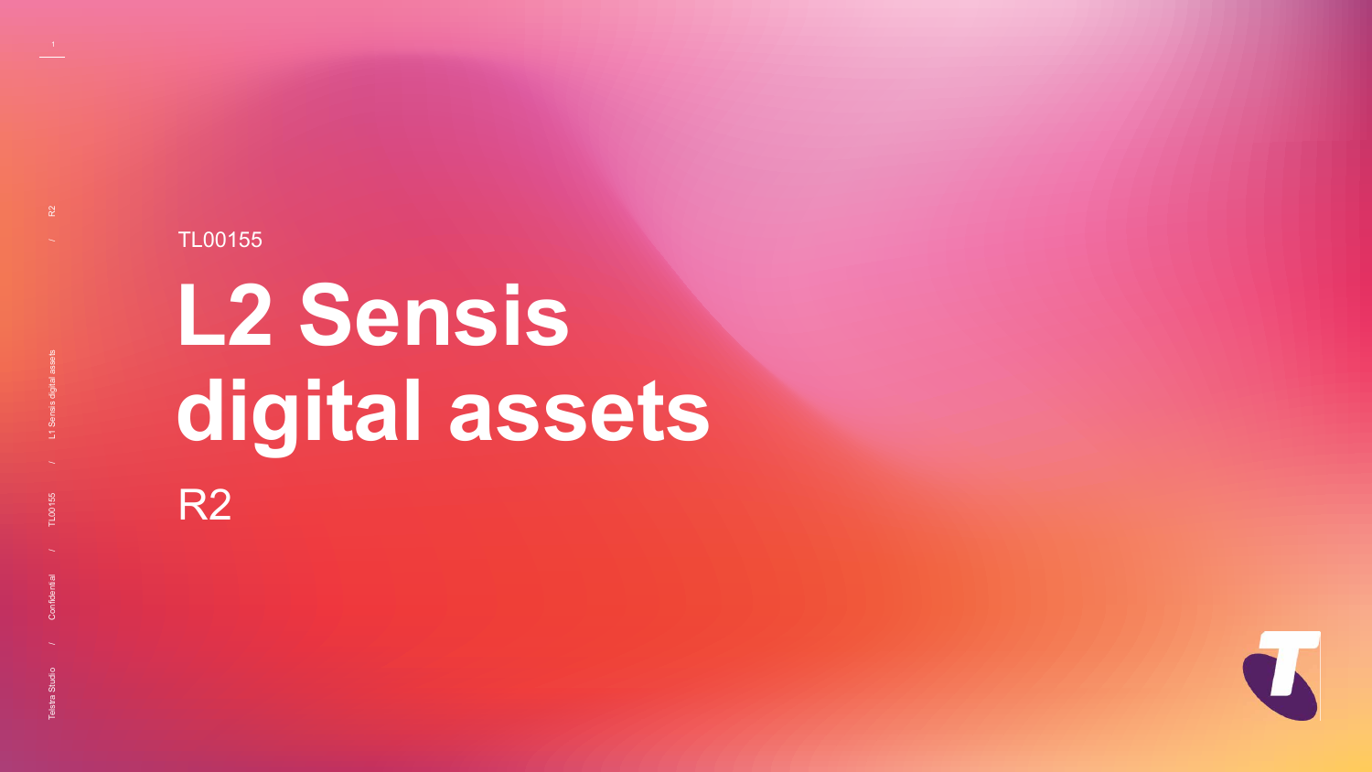TL00155

# L2 Sensis digital assets

R2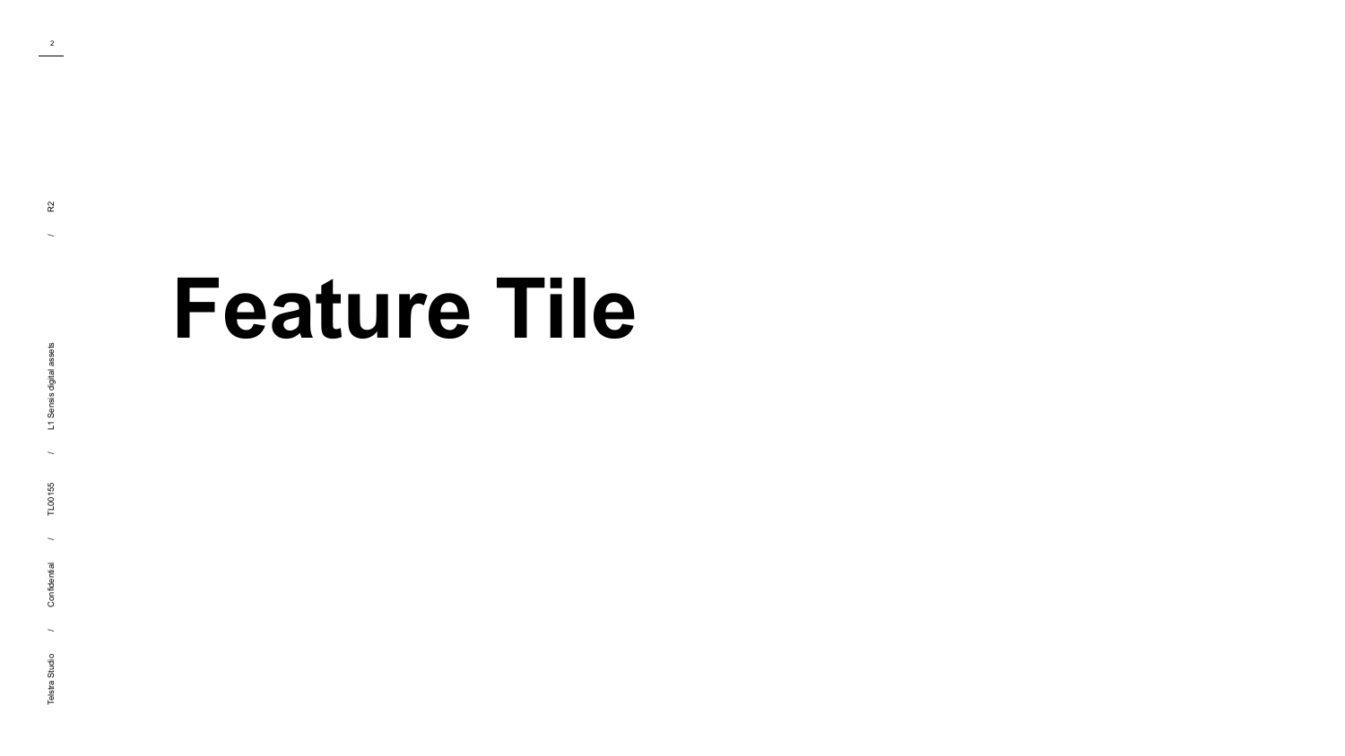# Feature Tile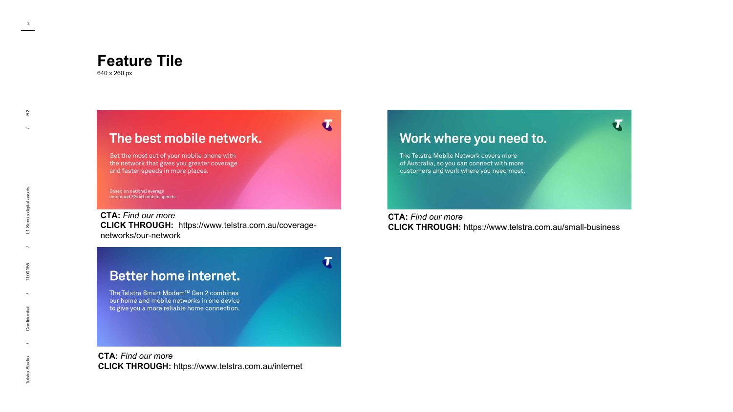# Feature Tile

640 x 260 px

## The best mobile network.

Get the most out of your mobile phone with the network that gives you greater coverage and faster speeds in more places.

Based on national average combined 3G/4G mobile speeds.

**CTA:** *Find our more*
**CLICK THROUGH:** https://www.telstra.com.au/coverage-networks/our-network

## Better home internet.

The Telstra Smart Modem™ Gen 2 combines our home and mobile networks in one device to give you a more reliable home connection.

**CTA:** *Find our more*
**CLICK THROUGH:** https://www.telstra.com.au/internet

## Work where you need to.

The Telstra Mobile Network covers more of Australia, so you can connect with more customers and work where you need most.

**CTA:** *Find our more*
**CLICK THROUGH:** https://www.telstra.com.au/small-business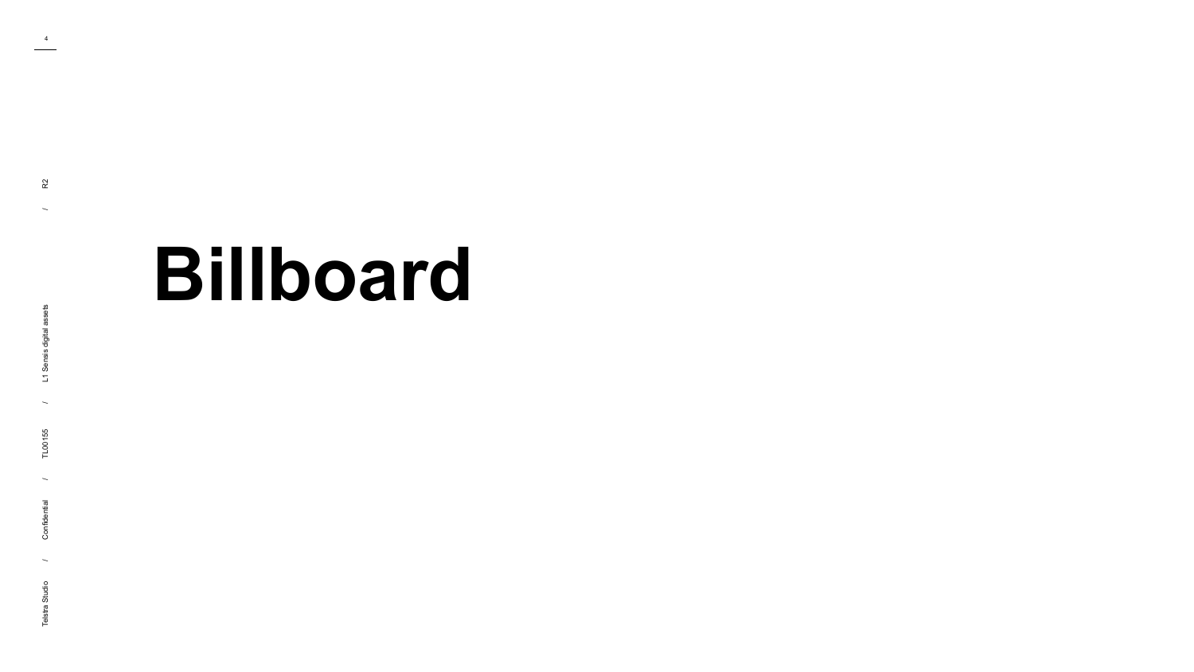# Billboard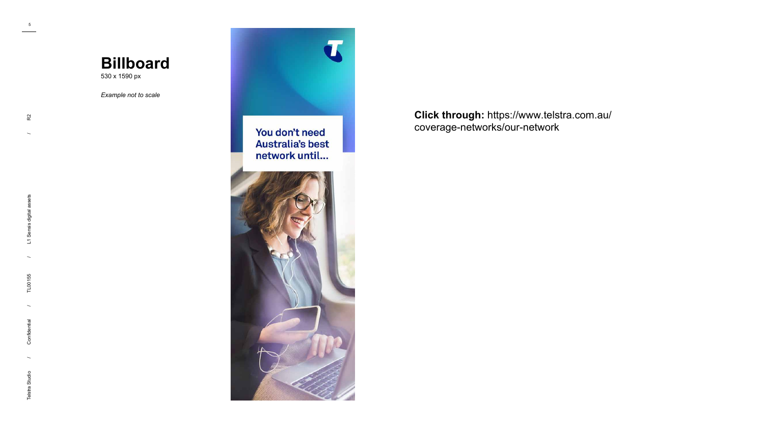# Billboard

530 x 1590 px

*Example not to scale*

You don't need Australia's best network until...

**Click through:** https://www.telstra.com.au/coverage-networks/our-network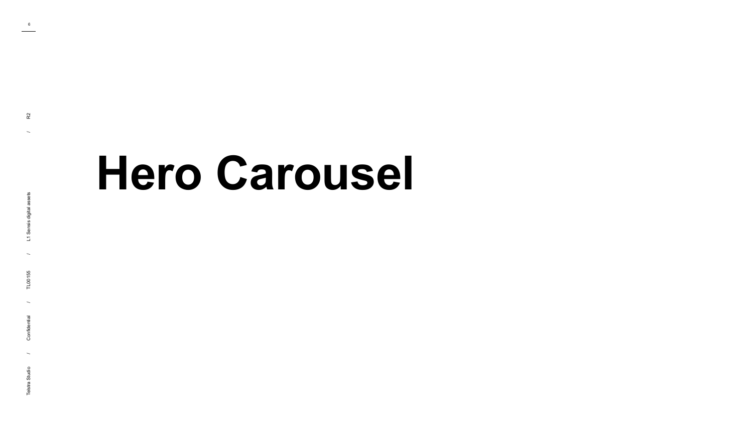# Hero Carousel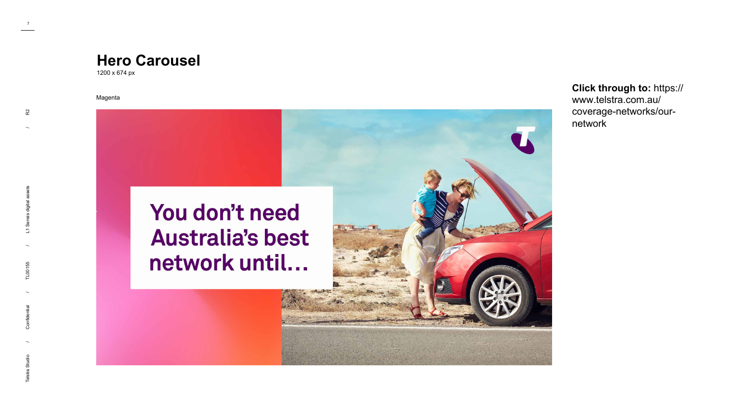# Hero Carousel

1200 x 674 px

Magenta

You don't need Australia's best network until...

**Click through to:** https://www.telstra.com.au/coverage-networks/our-network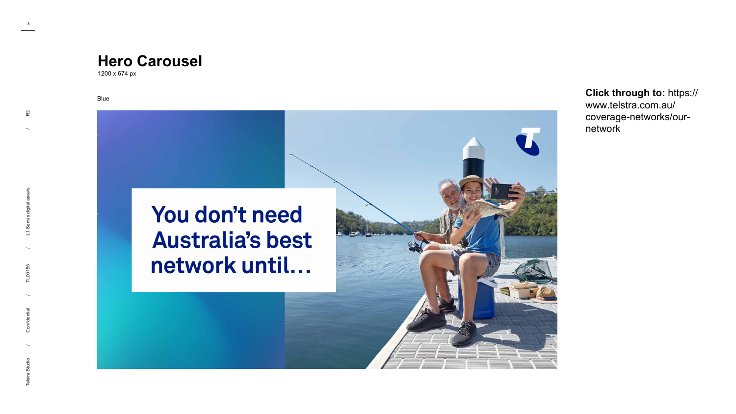## Hero Carousel

1200 x 674 px

Blue

You don't need Australia's best network until…

**Click through to:** https://www.telstra.com.au/coverage-networks/our-network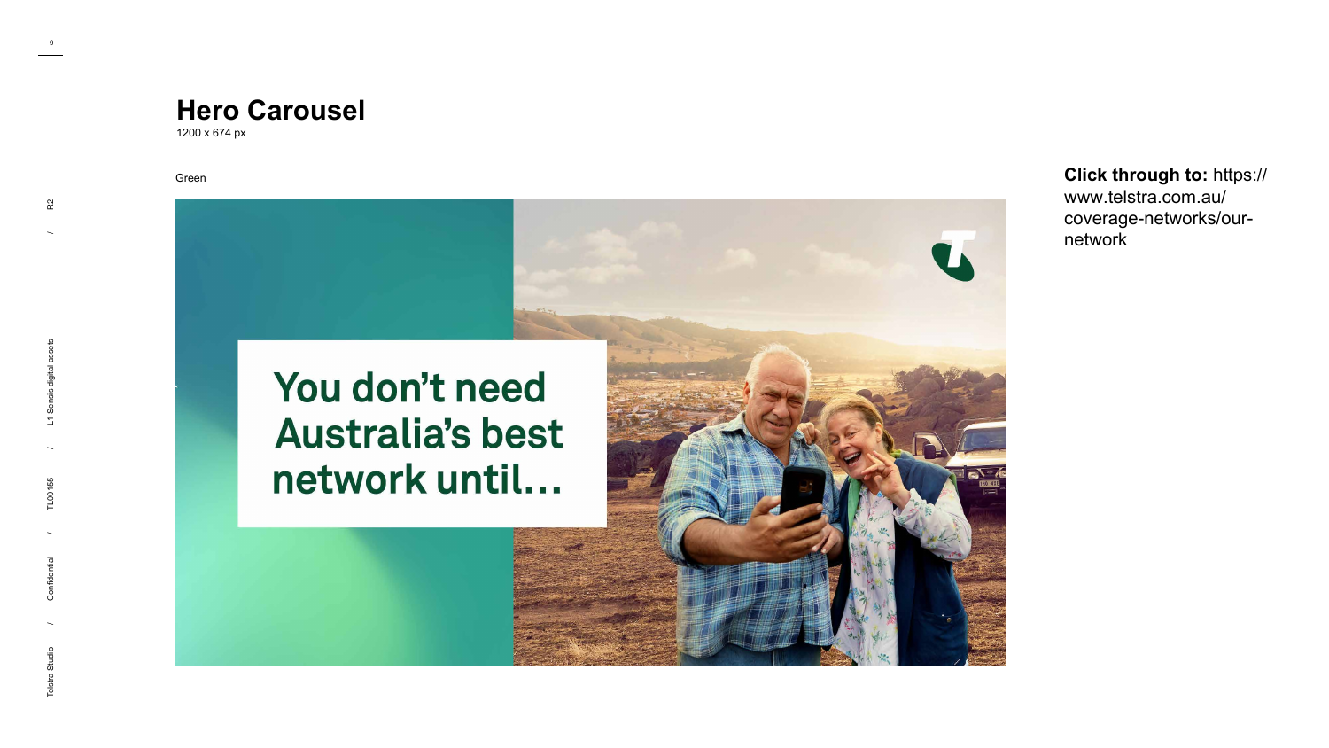# Hero Carousel

1200 x 674 px

Green

You don't need Australia's best network until...

**Click through to:** https://www.telstra.com.au/coverage-networks/our-network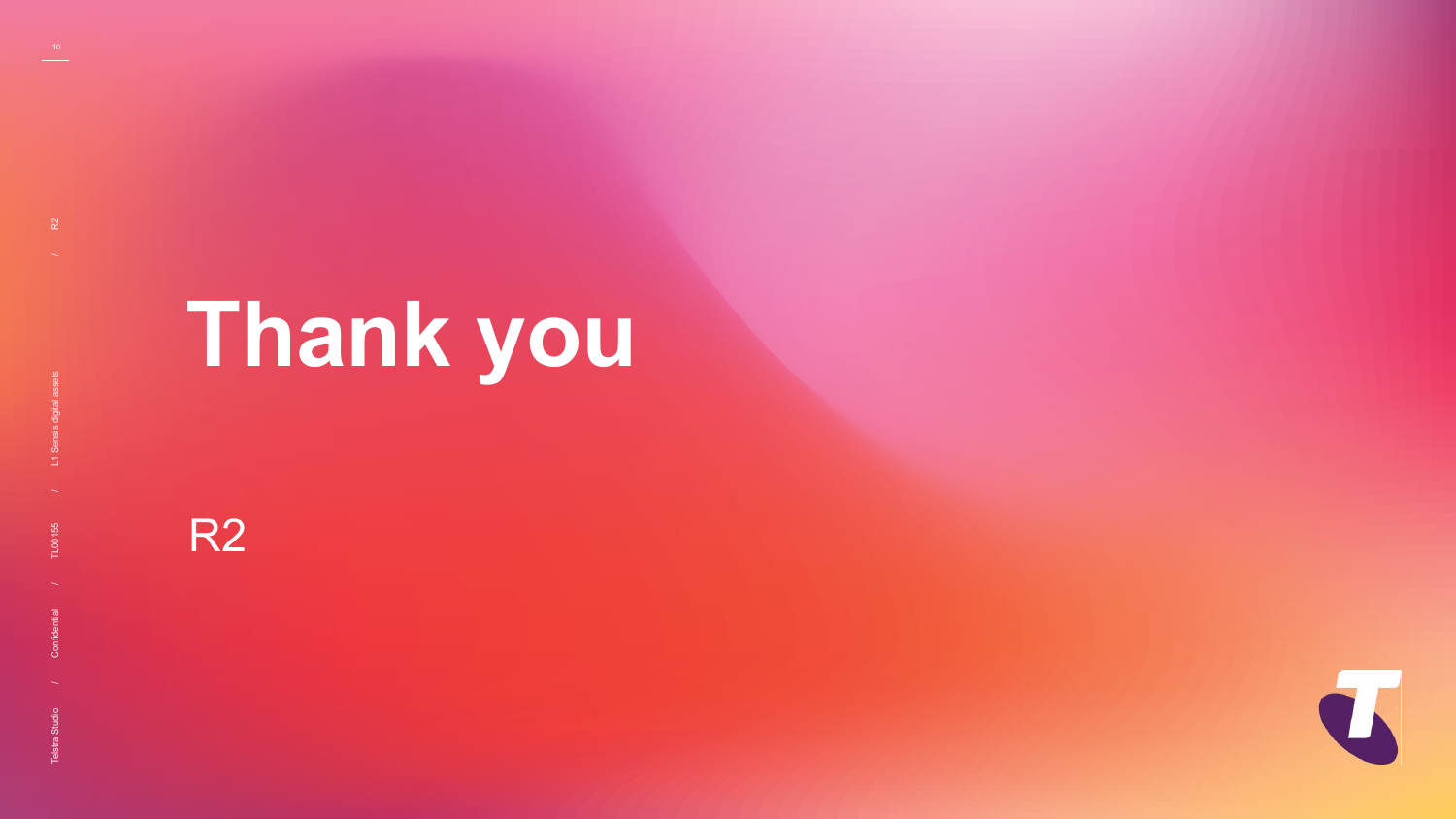# Thank you

R2